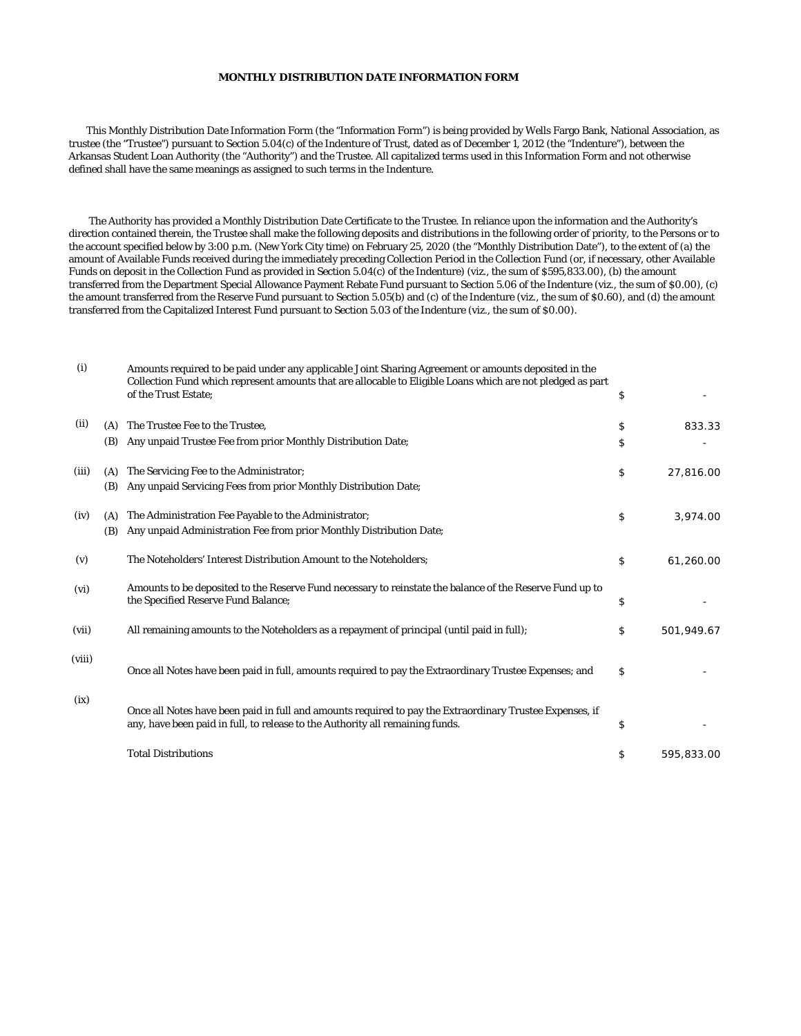# MONTHLY DISTRIBUTION DATE INFORMATION FORM

This Monthly Distribution Date Information Form (the "Information Form") is being provided by Wells Fargo Bank, National Association, as trustee (the "Trustee") pursuant to Section 5.04(c) of the Indenture of Trust, dated as of December 1, 2012 (the "Indenture"), between the Arkansas Student Loan Authority (the "Authority") and the Trustee. All capitalized terms used in this Information Form and not otherwise defined shall have the same meanings as assigned to such terms in the Indenture.

The Authority has provided a Monthly Distribution Date Certificate to the Trustee. In reliance upon the information and the Authority's direction contained therein, the Trustee shall make the following deposits and distributions in the following order of priority, to the Persons or to the account specified below by 3:00 p.m. (New York City time) on February 25, 2020 (the "Monthly Distribution Date"), to the extent of (a) the amount of Available Funds received during the immediately preceding Collection Period in the Collection Fund (or, if necessary, other Available Funds on deposit in the Collection Fund as provided in Section 5.04(c) of the Indenture) (viz., the sum of $595,833.00), (b) the amount transferred from the Department Special Allowance Payment Rebate Fund pursuant to Section 5.06 of the Indenture (viz., the sum of $0.00), (c) the amount transferred from the Reserve Fund pursuant to Section 5.05(b) and (c) of the Indenture (viz., the sum of $0.60), and (d) the amount transferred from the Capitalized Interest Fund pursuant to Section 5.03 of the Indenture (viz., the sum of $0.00).

| | | | | |
|---|---|---|---|---|
| (i) | | Amounts required to be paid under any applicable Joint Sharing Agreement or amounts deposited in the Collection Fund which represent amounts that are allocable to Eligible Loans which are not pledged as part of the Trust Estate; | $ | - |
| (ii) | (A) | The Trustee Fee to the Trustee, | $ | 833.33 |
| | (B) | Any unpaid Trustee Fee from prior Monthly Distribution Date; | $ | - |
| (iii) | (A) | The Servicing Fee to the Administrator; | $ | 27,816.00 |
| | (B) | Any unpaid Servicing Fees from prior Monthly Distribution Date; | | |
| (iv) | (A) | The Administration Fee Payable to the Administrator; | $ | 3,974.00 |
| | (B) | Any unpaid Administration Fee from prior Monthly Distribution Date; | | |
| (v) | | The Noteholders' Interest Distribution Amount to the Noteholders; | $ | 61,260.00 |
| (vi) | | Amounts to be deposited to the Reserve Fund necessary to reinstate the balance of the Reserve Fund up to the Specified Reserve Fund Balance; | $ | - |
| (vii) | | All remaining amounts to the Noteholders as a repayment of principal (until paid in full); | $ | 501,949.67 |
| (viii) | | Once all Notes have been paid in full, amounts required to pay the Extraordinary Trustee Expenses; and | $ | - |
| (ix) | | Once all Notes have been paid in full and amounts required to pay the Extraordinary Trustee Expenses, if any, have been paid in full, to release to the Authority all remaining funds. | $ | - |
| | | Total Distributions | $ | 595,833.00 |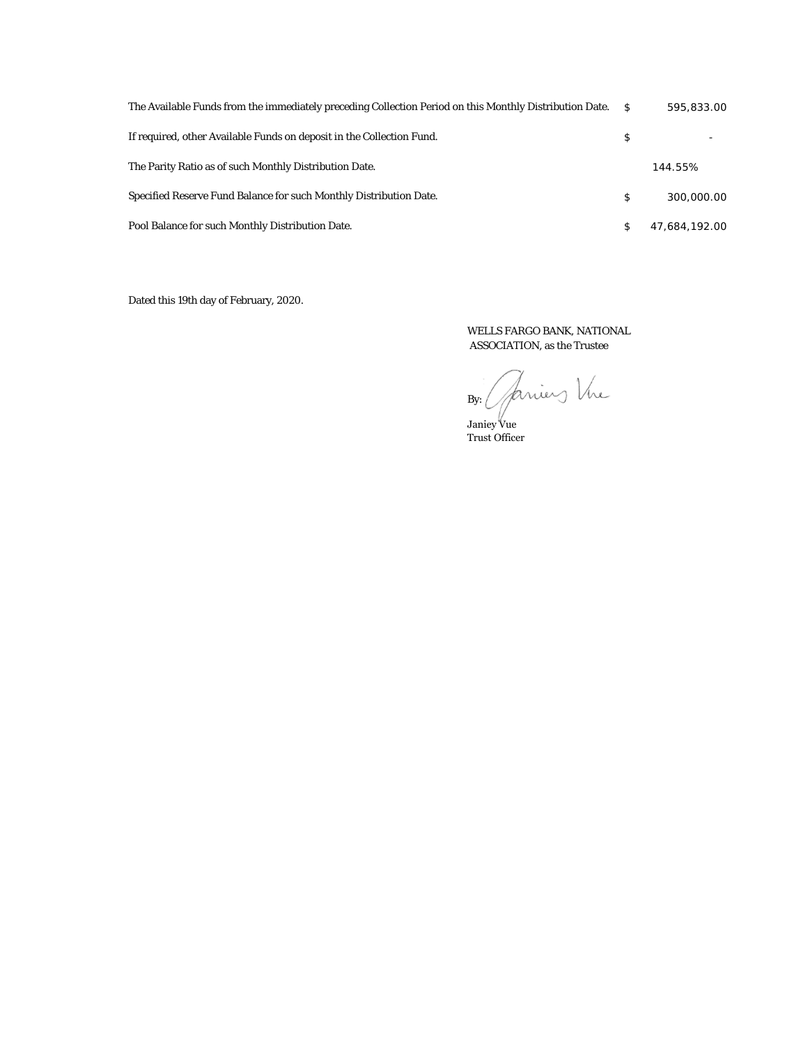| | | |
|---|---|---|
| The Available Funds from the immediately preceding Collection Period on this Monthly Distribution Date. | $ | 595,833.00 |
| If required, other Available Funds on deposit in the Collection Fund. | $ | - |
| The Parity Ratio as of such Monthly Distribution Date. | | 144.55% |
| Specified Reserve Fund Balance for such Monthly Distribution Date. | $ | 300,000.00 |
| Pool Balance for such Monthly Distribution Date. | $ | 47,684,192.00 |

Dated this 19th day of February, 2020.

WELLS FARGO BANK, NATIONAL ASSOCIATION, as the Trustee

By: Janiey Vue

Janiey Vue
Trust Officer